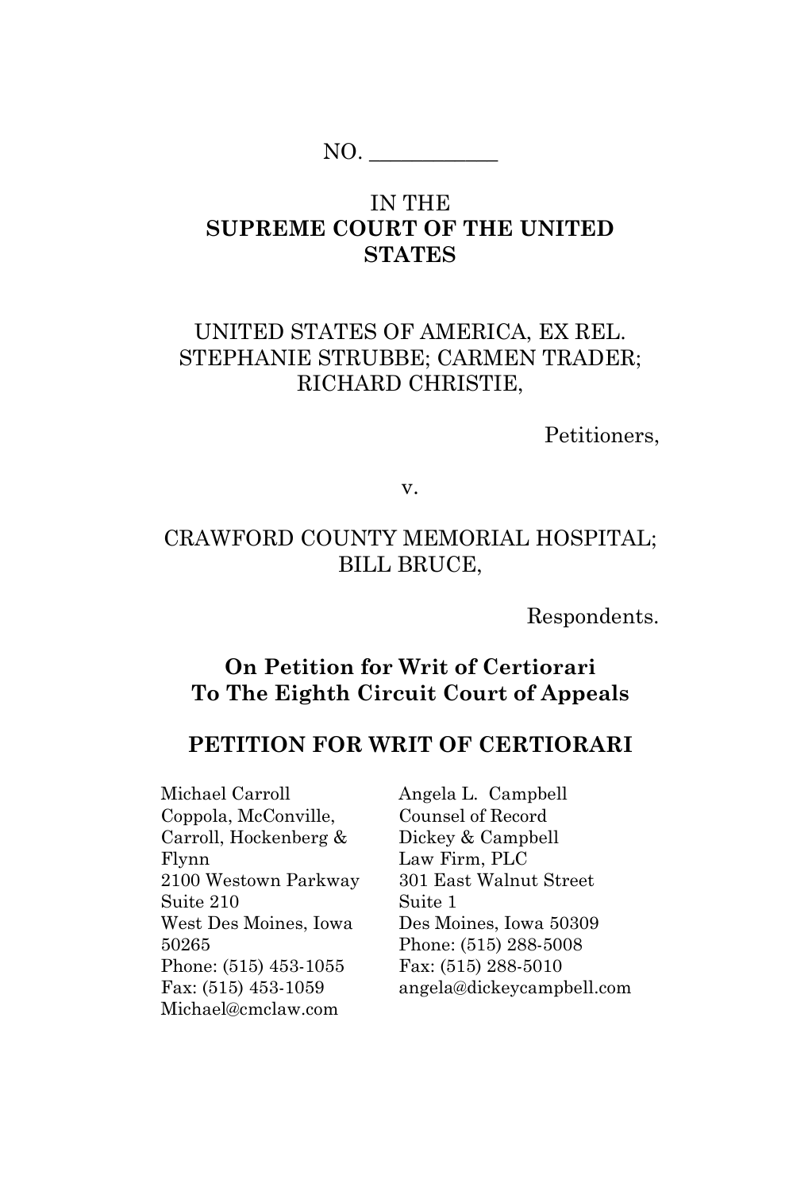NO. ____________

IN THE
**SUPREME COURT OF THE UNITED STATES**

UNITED STATES OF AMERICA, EX REL. STEPHANIE STRUBBE; CARMEN TRADER; RICHARD CHRISTIE,

Petitioners,

v.

CRAWFORD COUNTY MEMORIAL HOSPITAL; BILL BRUCE,

Respondents.

**On Petition for Writ of Certiorari To The Eighth Circuit Court of Appeals**

**PETITION FOR WRIT OF CERTIORARI**

Michael Carroll
Coppola, McConville, Carroll, Hockenberg & Flynn
2100 Westown Parkway
Suite 210
West Des Moines, Iowa 50265
Phone: (515) 453-1055
Fax: (515) 453-1059
Michael@cmclaw.com

Angela L. Campbell
Counsel of Record
Dickey & Campbell Law Firm, PLC
301 East Walnut Street
Suite 1
Des Moines, Iowa 50309
Phone: (515) 288-5008
Fax: (515) 288-5010
angela@dickeycampbell.com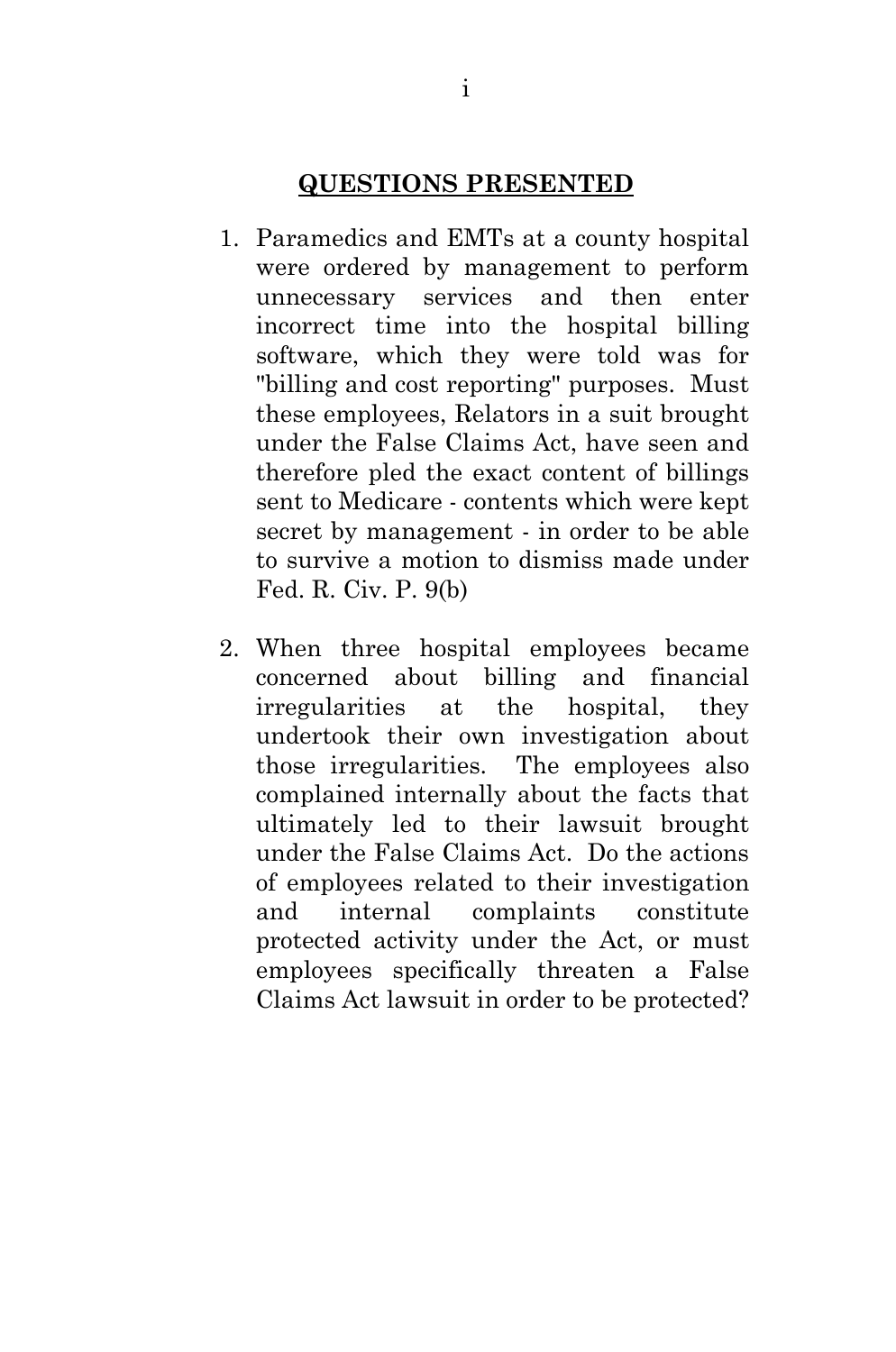## QUESTIONS PRESENTED

1. Paramedics and EMTs at a county hospital were ordered by management to perform unnecessary services and then enter incorrect time into the hospital billing software, which they were told was for "billing and cost reporting" purposes. Must these employees, Relators in a suit brought under the False Claims Act, have seen and therefore pled the exact content of billings sent to Medicare - contents which were kept secret by management - in order to be able to survive a motion to dismiss made under Fed. R. Civ. P. 9(b)

2. When three hospital employees became concerned about billing and financial irregularities at the hospital, they undertook their own investigation about those irregularities. The employees also complained internally about the facts that ultimately led to their lawsuit brought under the False Claims Act. Do the actions of employees related to their investigation and internal complaints constitute protected activity under the Act, or must employees specifically threaten a False Claims Act lawsuit in order to be protected?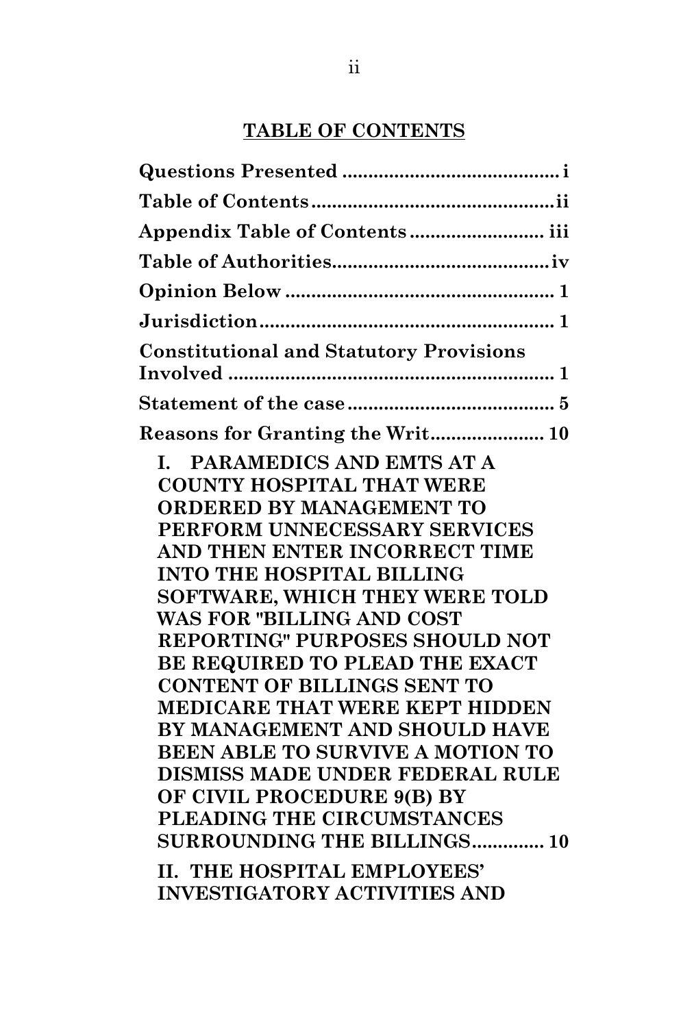## TABLE OF CONTENTS

**Questions Presented** ............................................ i

**Table of Contents** ............................................ ii

**Appendix Table of Contents** ............................ iii

**Table of Authorities** ......................................... iv

**Opinion Below** .................................................... 1

**Jurisdiction** ......................................................... 1

**Constitutional and Statutory Provisions Involved** .......................................................... 1

**Statement of the case** ........................................ 5

**Reasons for Granting the Writ** ...................... 10

**I. PARAMEDICS AND EMTS AT A COUNTY HOSPITAL THAT WERE ORDERED BY MANAGEMENT TO PERFORM UNNECESSARY SERVICES AND THEN ENTER INCORRECT TIME INTO THE HOSPITAL BILLING SOFTWARE, WHICH THEY WERE TOLD WAS FOR "BILLING AND COST REPORTING" PURPOSES SHOULD NOT BE REQUIRED TO PLEAD THE EXACT CONTENT OF BILLINGS SENT TO MEDICARE THAT WERE KEPT HIDDEN BY MANAGEMENT AND SHOULD HAVE BEEN ABLE TO SURVIVE A MOTION TO DISMISS MADE UNDER FEDERAL RULE OF CIVIL PROCEDURE 9(B) BY PLEADING THE CIRCUMSTANCES SURROUNDING THE BILLINGS** .............. 10

**II. THE HOSPITAL EMPLOYEES' INVESTIGATORY ACTIVITIES AND**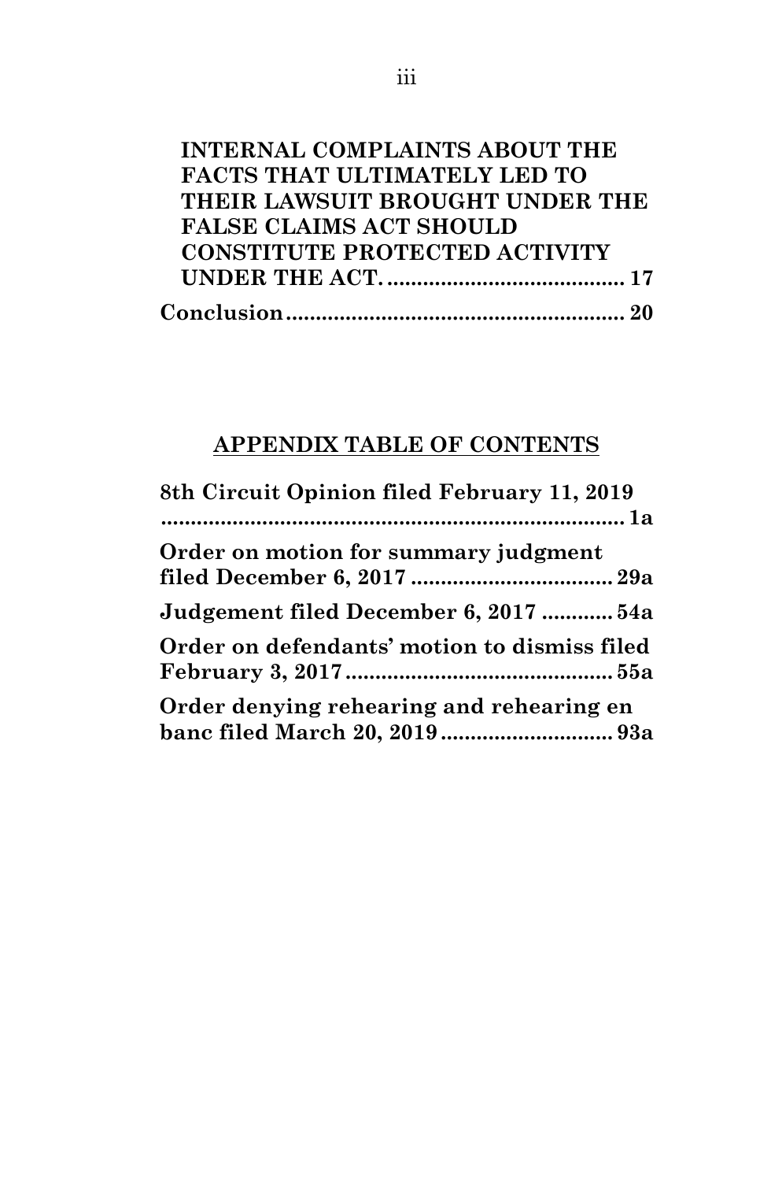**INTERNAL COMPLAINTS ABOUT THE FACTS THAT ULTIMATELY LED TO THEIR LAWSUIT BROUGHT UNDER THE FALSE CLAIMS ACT SHOULD CONSTITUTE PROTECTED ACTIVITY UNDER THE ACT. ........................................ 17**

**Conclusion.......................................................... 20**

## APPENDIX TABLE OF CONTENTS

**8th Circuit Opinion filed February 11, 2019 ................................................................................. 1a**

**Order on motion for summary judgment filed December 6, 2017 .................................. 29a**

**Judgement filed December 6, 2017 ............ 54a**

**Order on defendants' motion to dismiss filed February 3, 2017............................................. 55a**

**Order denying rehearing and rehearing en banc filed March 20, 2019............................. 93a**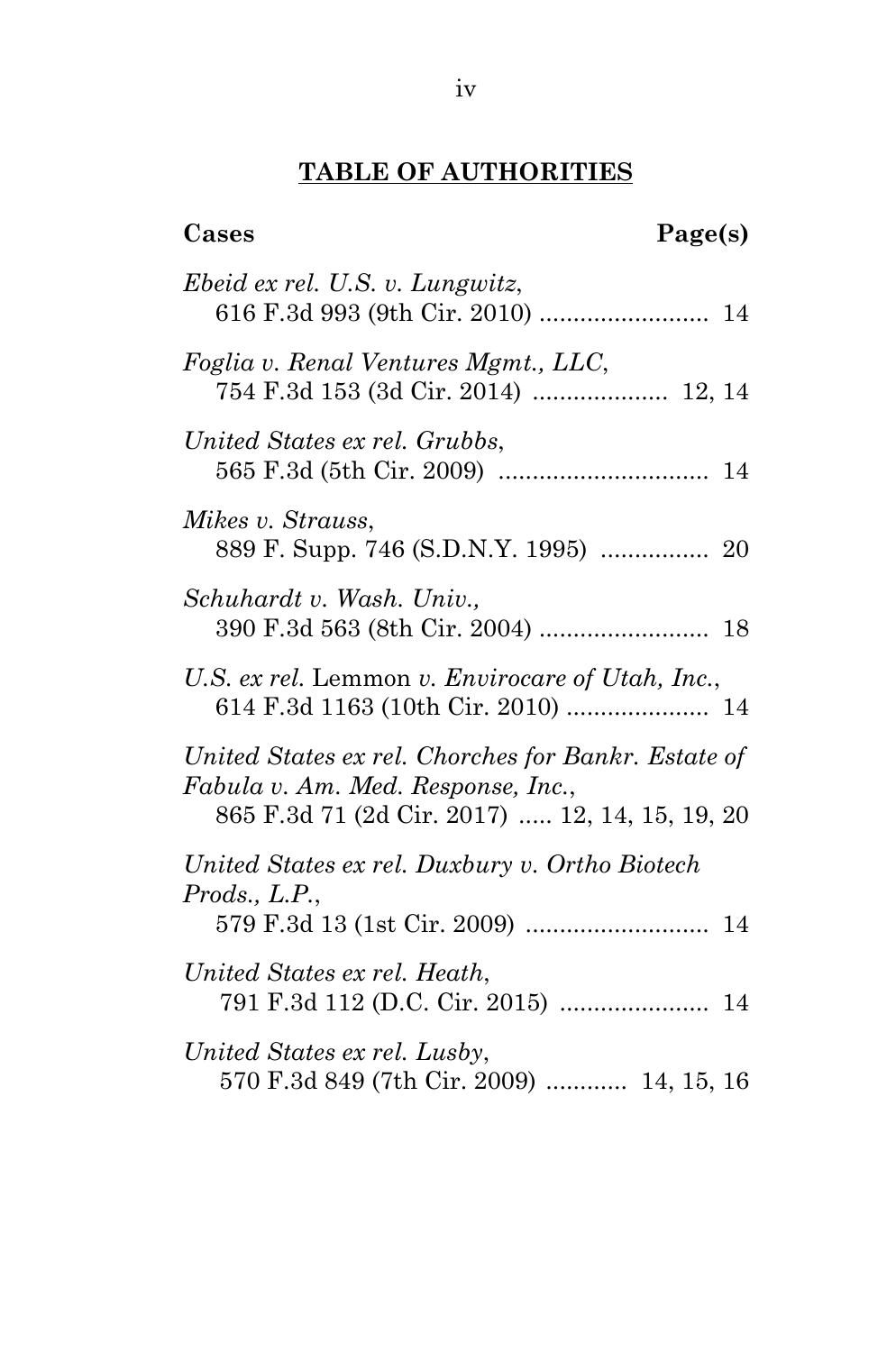## TABLE OF AUTHORITIES

**Cases** **Page(s)**

*Ebeid ex rel. U.S. v. Lungwitz*,
616 F.3d 993 (9th Cir. 2010) ......................... 14

*Foglia v. Renal Ventures Mgmt., LLC*,
754 F.3d 153 (3d Cir. 2014) .................... 12, 14

*United States ex rel. Grubbs*,
565 F.3d (5th Cir. 2009) ............................... 14

*Mikes v. Strauss*,
889 F. Supp. 746 (S.D.N.Y. 1995) ................ 20

*Schuhardt v. Wash. Univ.,*
390 F.3d 563 (8th Cir. 2004) ......................... 18

*U.S. ex rel.* Lemmon *v. Envirocare of Utah, Inc.*,
614 F.3d 1163 (10th Cir. 2010) ..................... 14

*United States ex rel. Chorches for Bankr. Estate of Fabula v. Am. Med. Response, Inc.*,
865 F.3d 71 (2d Cir. 2017) ..... 12, 14, 15, 19, 20

*United States ex rel. Duxbury v. Ortho Biotech Prods., L.P.*,
579 F.3d 13 (1st Cir. 2009) ........................... 14

*United States ex rel. Heath*,
791 F.3d 112 (D.C. Cir. 2015) ...................... 14

*United States ex rel. Lusby*,
570 F.3d 849 (7th Cir. 2009) ............ 14, 15, 16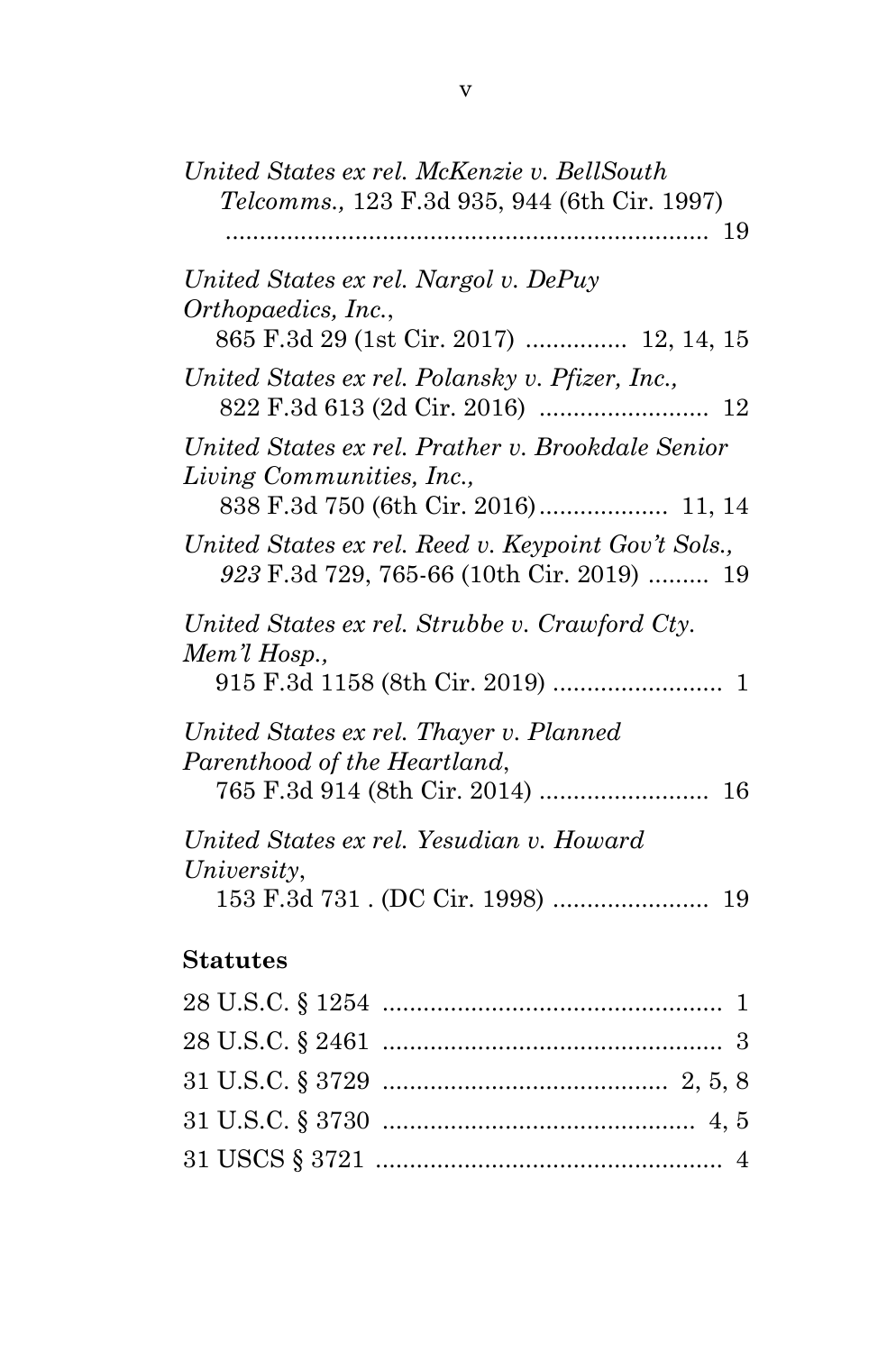*United States ex rel. McKenzie v. BellSouth Telcomms.,* 123 F.3d 935, 944 (6th Cir. 1997) ........................................................................ 19

*United States ex rel. Nargol v. DePuy Orthopaedics, Inc.*, 865 F.3d 29 (1st Cir. 2017) ............... 12, 14, 15

*United States ex rel. Polansky v. Pfizer, Inc.,* 822 F.3d 613 (2d Cir. 2016) ......................... 12

*United States ex rel. Prather v. Brookdale Senior Living Communities, Inc.,* 838 F.3d 750 (6th Cir. 2016)................... 11, 14

*United States ex rel. Reed v. Keypoint Gov't Sols., 923* F.3d 729, 765-66 (10th Cir. 2019) ......... 19

*United States ex rel. Strubbe v. Crawford Cty. Mem'l Hosp.,* 915 F.3d 1158 (8th Cir. 2019) ......................... 1

*United States ex rel. Thayer v. Planned Parenthood of the Heartland*, 765 F.3d 914 (8th Cir. 2014) ......................... 16

*United States ex rel. Yesudian v. Howard University*, 153 F.3d 731 . (DC Cir. 1998) ....................... 19

**Statutes**

28 U.S.C. § 1254 .................................................. 1

28 U.S.C. § 2461 .................................................. 3

31 U.S.C. § 3729 .......................................... 2, 5, 8

31 U.S.C. § 3730 ............................................... 4, 5

31 USCS § 3721 .................................................... 4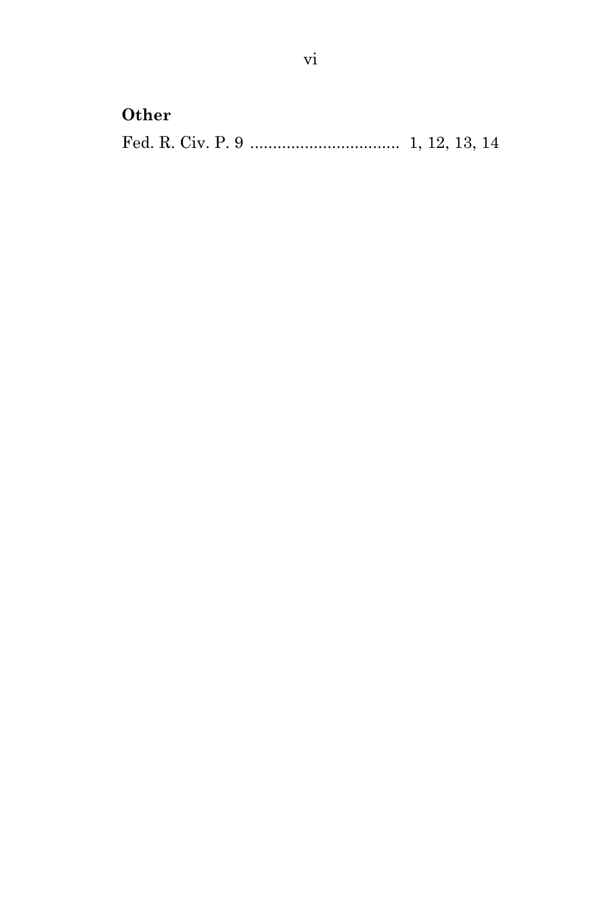**Other**

Fed. R. Civ. P. 9 .................................. 1, 12, 13, 14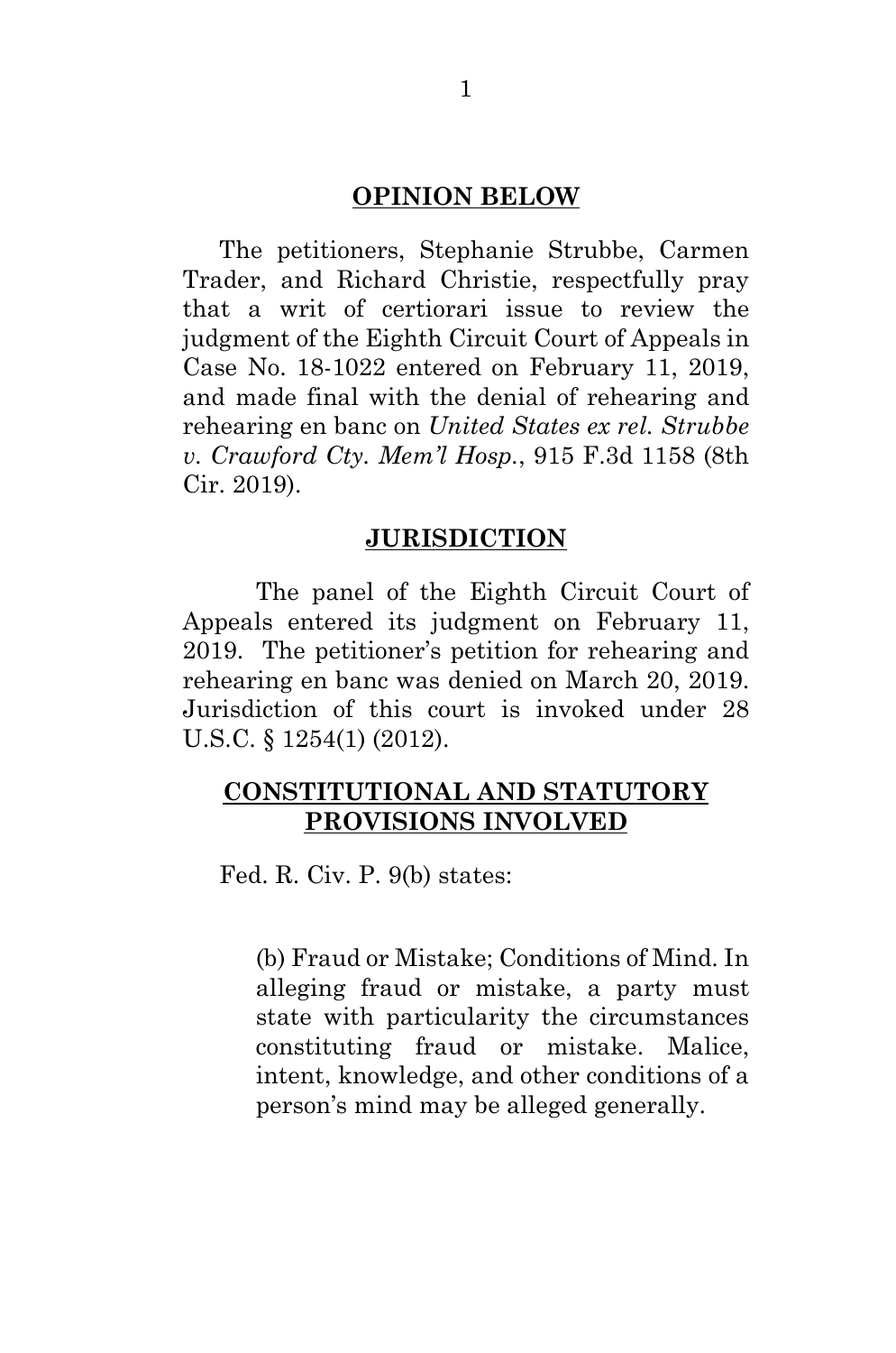## OPINION BELOW

The petitioners, Stephanie Strubbe, Carmen Trader, and Richard Christie, respectfully pray that a writ of certiorari issue to review the judgment of the Eighth Circuit Court of Appeals in Case No. 18-1022 entered on February 11, 2019, and made final with the denial of rehearing and rehearing en banc on *United States ex rel. Strubbe v. Crawford Cty. Mem'l Hosp.*, 915 F.3d 1158 (8th Cir. 2019).

## JURISDICTION

The panel of the Eighth Circuit Court of Appeals entered its judgment on February 11, 2019. The petitioner's petition for rehearing and rehearing en banc was denied on March 20, 2019. Jurisdiction of this court is invoked under 28 U.S.C. § 1254(1) (2012).

## CONSTITUTIONAL AND STATUTORY PROVISIONS INVOLVED

Fed. R. Civ. P. 9(b) states:

> (b) Fraud or Mistake; Conditions of Mind. In alleging fraud or mistake, a party must state with particularity the circumstances constituting fraud or mistake. Malice, intent, knowledge, and other conditions of a person's mind may be alleged generally.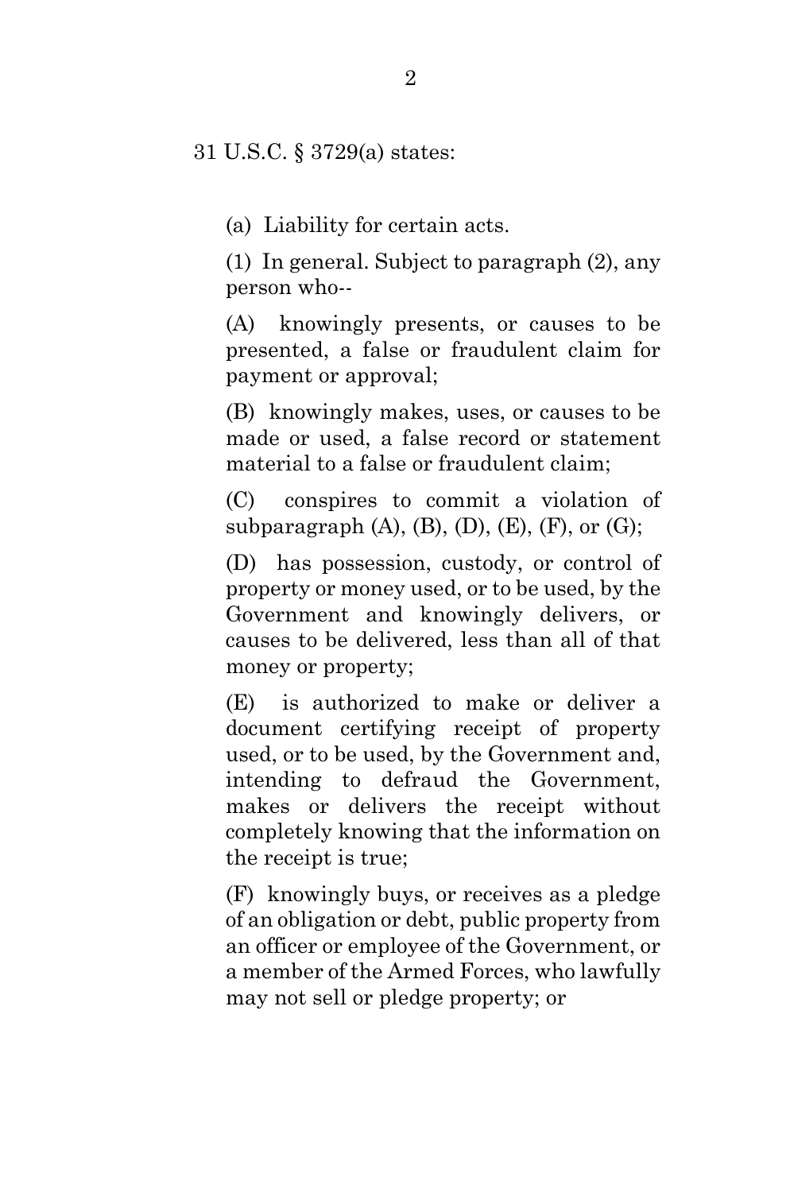31 U.S.C. § 3729(a) states:

(a) Liability for certain acts.

(1) In general. Subject to paragraph (2), any person who--

(A) knowingly presents, or causes to be presented, a false or fraudulent claim for payment or approval;

(B) knowingly makes, uses, or causes to be made or used, a false record or statement material to a false or fraudulent claim;

(C) conspires to commit a violation of subparagraph (A), (B), (D), (E), (F), or (G);

(D) has possession, custody, or control of property or money used, or to be used, by the Government and knowingly delivers, or causes to be delivered, less than all of that money or property;

(E) is authorized to make or deliver a document certifying receipt of property used, or to be used, by the Government and, intending to defraud the Government, makes or delivers the receipt without completely knowing that the information on the receipt is true;

(F) knowingly buys, or receives as a pledge of an obligation or debt, public property from an officer or employee of the Government, or a member of the Armed Forces, who lawfully may not sell or pledge property; or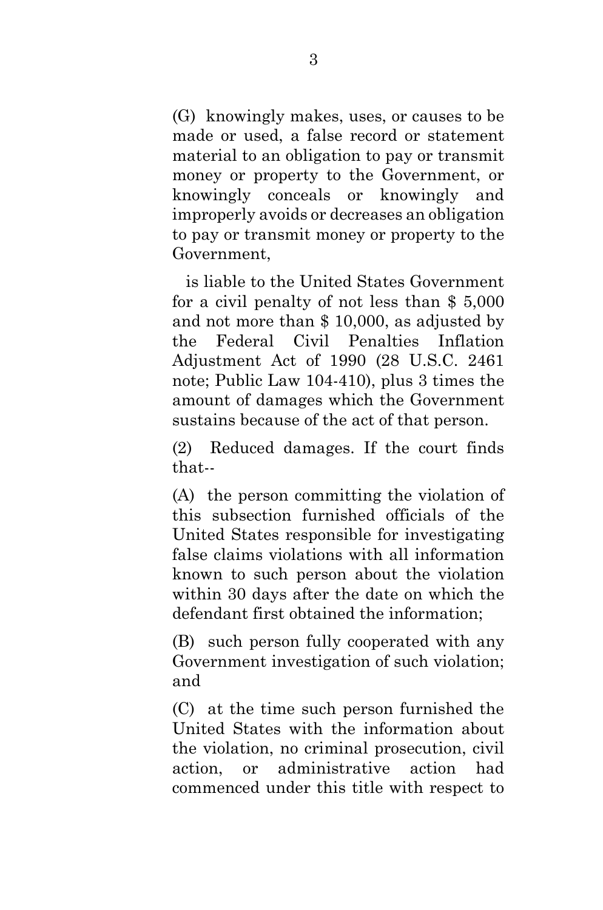(G) knowingly makes, uses, or causes to be made or used, a false record or statement material to an obligation to pay or transmit money or property to the Government, or knowingly conceals or knowingly and improperly avoids or decreases an obligation to pay or transmit money or property to the Government,

is liable to the United States Government for a civil penalty of not less than $ 5,000 and not more than $ 10,000, as adjusted by the Federal Civil Penalties Inflation Adjustment Act of 1990 (28 U.S.C. 2461 note; Public Law 104-410), plus 3 times the amount of damages which the Government sustains because of the act of that person.

(2) Reduced damages. If the court finds that--

(A) the person committing the violation of this subsection furnished officials of the United States responsible for investigating false claims violations with all information known to such person about the violation within 30 days after the date on which the defendant first obtained the information;

(B) such person fully cooperated with any Government investigation of such violation; and

(C) at the time such person furnished the United States with the information about the violation, no criminal prosecution, civil action, or administrative action had commenced under this title with respect to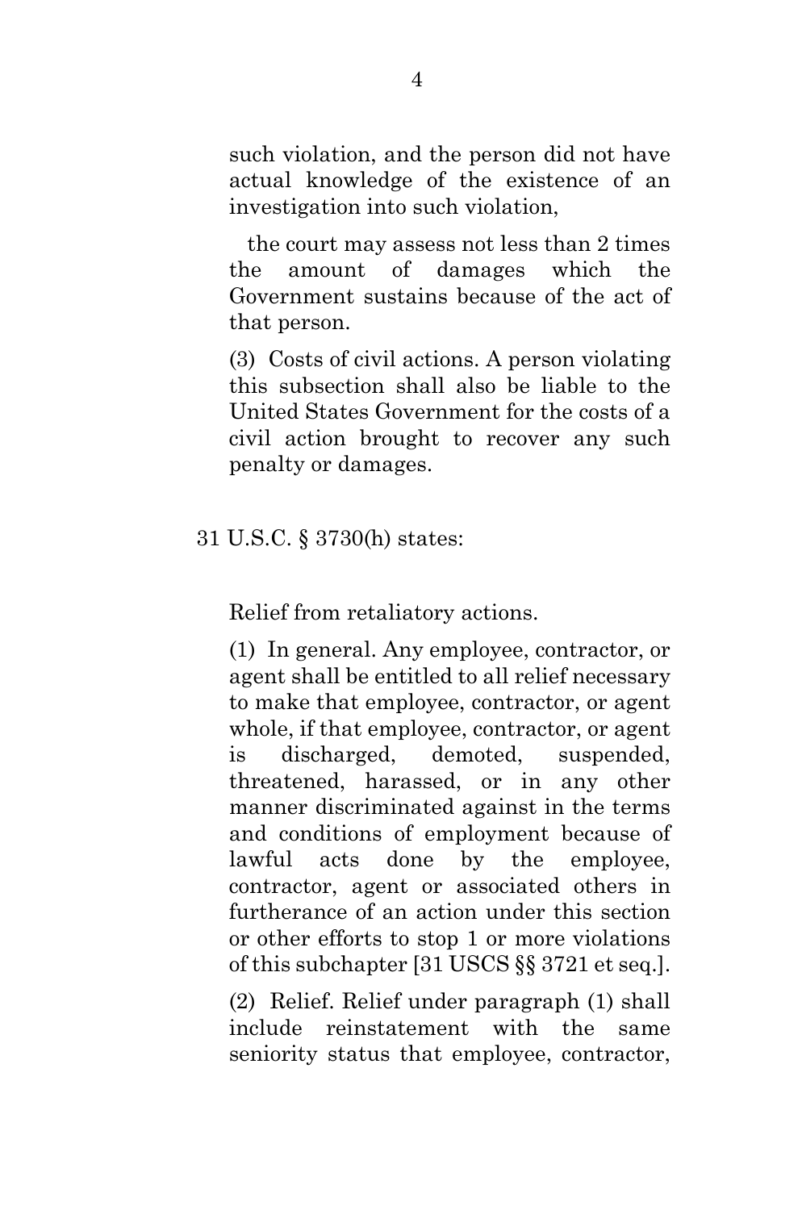such violation, and the person did not have actual knowledge of the existence of an investigation into such violation,

the court may assess not less than 2 times the amount of damages which the Government sustains because of the act of that person.

(3) Costs of civil actions. A person violating this subsection shall also be liable to the United States Government for the costs of a civil action brought to recover any such penalty or damages.

31 U.S.C. § 3730(h) states:

Relief from retaliatory actions.

(1) In general. Any employee, contractor, or agent shall be entitled to all relief necessary to make that employee, contractor, or agent whole, if that employee, contractor, or agent is discharged, demoted, suspended, threatened, harassed, or in any other manner discriminated against in the terms and conditions of employment because of lawful acts done by the employee, contractor, agent or associated others in furtherance of an action under this section or other efforts to stop 1 or more violations of this subchapter [31 USCS §§ 3721 et seq.].

(2) Relief. Relief under paragraph (1) shall include reinstatement with the same seniority status that employee, contractor,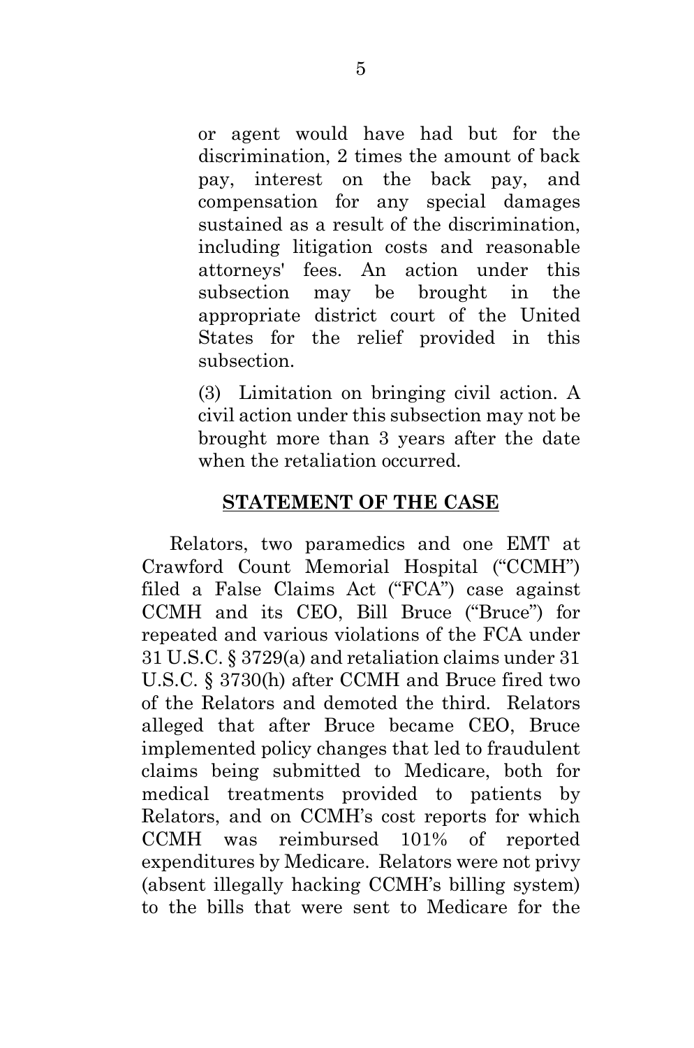or agent would have had but for the discrimination, 2 times the amount of back pay, interest on the back pay, and compensation for any special damages sustained as a result of the discrimination, including litigation costs and reasonable attorneys' fees. An action under this subsection may be brought in the appropriate district court of the United States for the relief provided in this subsection.

> (3) Limitation on bringing civil action. A civil action under this subsection may not be brought more than 3 years after the date when the retaliation occurred.

## STATEMENT OF THE CASE

Relators, two paramedics and one EMT at Crawford Count Memorial Hospital ("CCMH") filed a False Claims Act ("FCA") case against CCMH and its CEO, Bill Bruce ("Bruce") for repeated and various violations of the FCA under 31 U.S.C. § 3729(a) and retaliation claims under 31 U.S.C. § 3730(h) after CCMH and Bruce fired two of the Relators and demoted the third. Relators alleged that after Bruce became CEO, Bruce implemented policy changes that led to fraudulent claims being submitted to Medicare, both for medical treatments provided to patients by Relators, and on CCMH's cost reports for which CCMH was reimbursed 101% of reported expenditures by Medicare. Relators were not privy (absent illegally hacking CCMH's billing system) to the bills that were sent to Medicare for the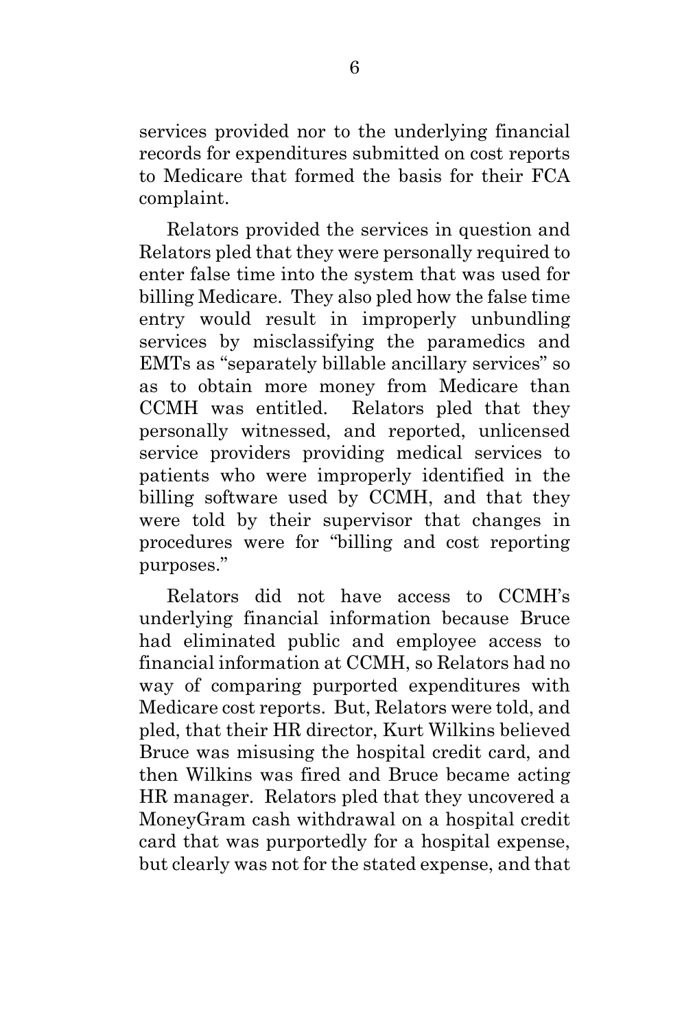services provided nor to the underlying financial records for expenditures submitted on cost reports to Medicare that formed the basis for their FCA complaint.

Relators provided the services in question and Relators pled that they were personally required to enter false time into the system that was used for billing Medicare. They also pled how the false time entry would result in improperly unbundling services by misclassifying the paramedics and EMTs as "separately billable ancillary services" so as to obtain more money from Medicare than CCMH was entitled. Relators pled that they personally witnessed, and reported, unlicensed service providers providing medical services to patients who were improperly identified in the billing software used by CCMH, and that they were told by their supervisor that changes in procedures were for "billing and cost reporting purposes."

Relators did not have access to CCMH's underlying financial information because Bruce had eliminated public and employee access to financial information at CCMH, so Relators had no way of comparing purported expenditures with Medicare cost reports. But, Relators were told, and pled, that their HR director, Kurt Wilkins believed Bruce was misusing the hospital credit card, and then Wilkins was fired and Bruce became acting HR manager. Relators pled that they uncovered a MoneyGram cash withdrawal on a hospital credit card that was purportedly for a hospital expense, but clearly was not for the stated expense, and that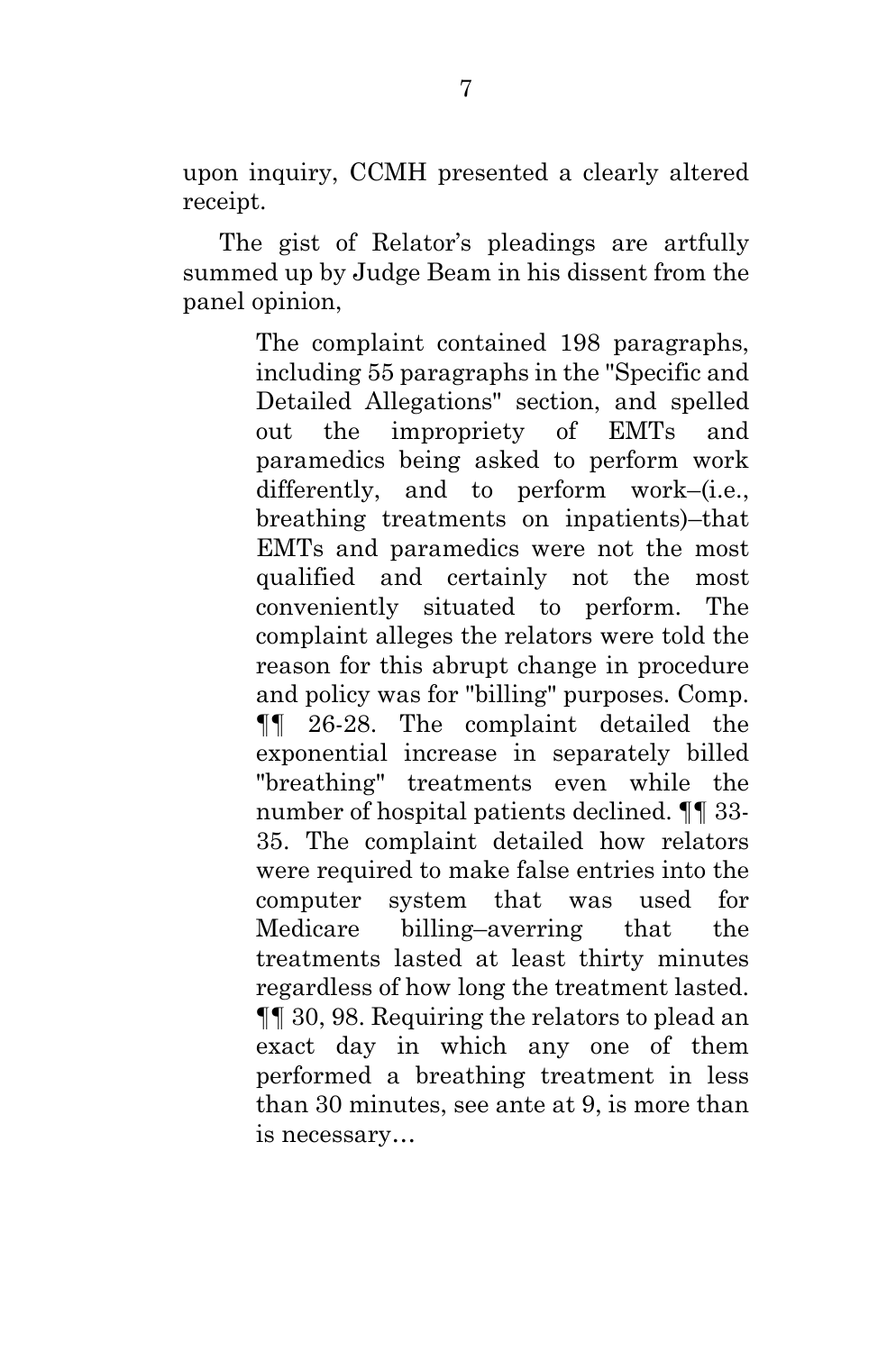upon inquiry, CCMH presented a clearly altered receipt.

The gist of Relator's pleadings are artfully summed up by Judge Beam in his dissent from the panel opinion,

> The complaint contained 198 paragraphs, including 55 paragraphs in the "Specific and Detailed Allegations" section, and spelled out the impropriety of EMTs and paramedics being asked to perform work differently, and to perform work–(i.e., breathing treatments on inpatients)–that EMTs and paramedics were not the most qualified and certainly not the most conveniently situated to perform. The complaint alleges the relators were told the reason for this abrupt change in procedure and policy was for "billing" purposes. Comp. ¶¶ 26-28. The complaint detailed the exponential increase in separately billed "breathing" treatments even while the number of hospital patients declined. ¶¶ 33-35. The complaint detailed how relators were required to make false entries into the computer system that was used for Medicare billing–averring that the treatments lasted at least thirty minutes regardless of how long the treatment lasted. ¶¶ 30, 98. Requiring the relators to plead an exact day in which any one of them performed a breathing treatment in less than 30 minutes, see ante at 9, is more than is necessary…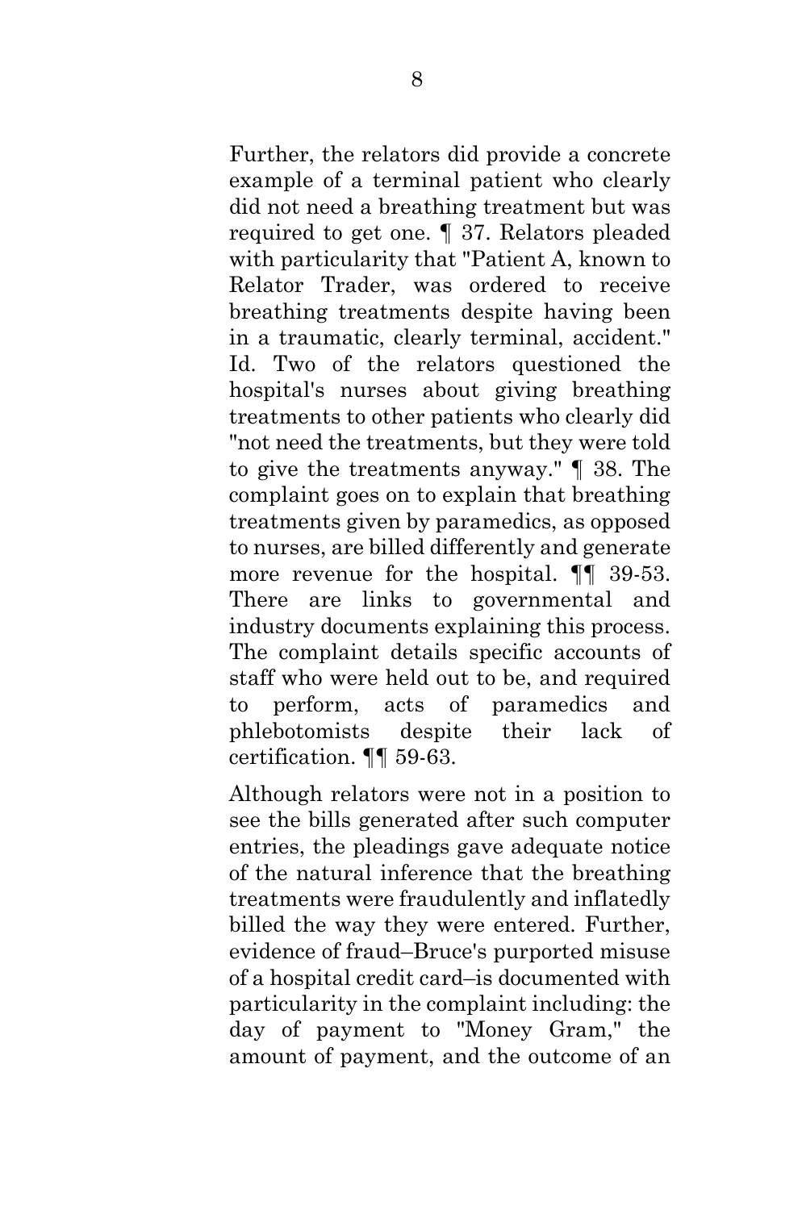Further, the relators did provide a concrete example of a terminal patient who clearly did not need a breathing treatment but was required to get one. ¶ 37. Relators pleaded with particularity that "Patient A, known to Relator Trader, was ordered to receive breathing treatments despite having been in a traumatic, clearly terminal, accident." Id. Two of the relators questioned the hospital's nurses about giving breathing treatments to other patients who clearly did "not need the treatments, but they were told to give the treatments anyway." ¶ 38. The complaint goes on to explain that breathing treatments given by paramedics, as opposed to nurses, are billed differently and generate more revenue for the hospital. ¶¶ 39-53. There are links to governmental and industry documents explaining this process. The complaint details specific accounts of staff who were held out to be, and required to perform, acts of paramedics and phlebotomists despite their lack of certification. ¶¶ 59-63.

Although relators were not in a position to see the bills generated after such computer entries, the pleadings gave adequate notice of the natural inference that the breathing treatments were fraudulently and inflatedly billed the way they were entered. Further, evidence of fraud–Bruce's purported misuse of a hospital credit card–is documented with particularity in the complaint including: the day of payment to "Money Gram," the amount of payment, and the outcome of an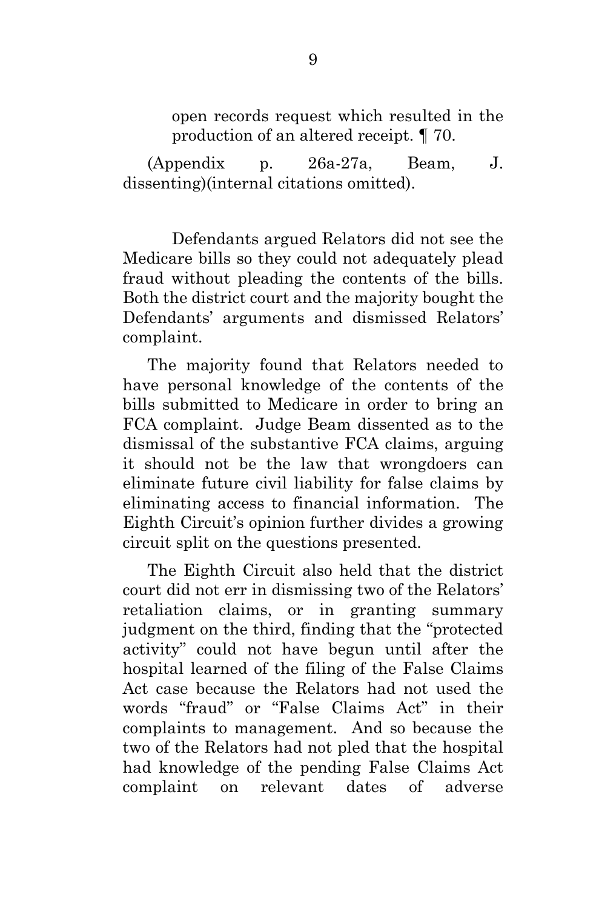> open records request which resulted in the production of an altered receipt. ¶ 70.

(Appendix p. 26a-27a, Beam, J. dissenting)(internal citations omitted).

Defendants argued Relators did not see the Medicare bills so they could not adequately plead fraud without pleading the contents of the bills. Both the district court and the majority bought the Defendants' arguments and dismissed Relators' complaint.

The majority found that Relators needed to have personal knowledge of the contents of the bills submitted to Medicare in order to bring an FCA complaint. Judge Beam dissented as to the dismissal of the substantive FCA claims, arguing it should not be the law that wrongdoers can eliminate future civil liability for false claims by eliminating access to financial information. The Eighth Circuit's opinion further divides a growing circuit split on the questions presented.

The Eighth Circuit also held that the district court did not err in dismissing two of the Relators' retaliation claims, or in granting summary judgment on the third, finding that the "protected activity" could not have begun until after the hospital learned of the filing of the False Claims Act case because the Relators had not used the words "fraud" or "False Claims Act" in their complaints to management. And so because the two of the Relators had not pled that the hospital had knowledge of the pending False Claims Act complaint on relevant dates of adverse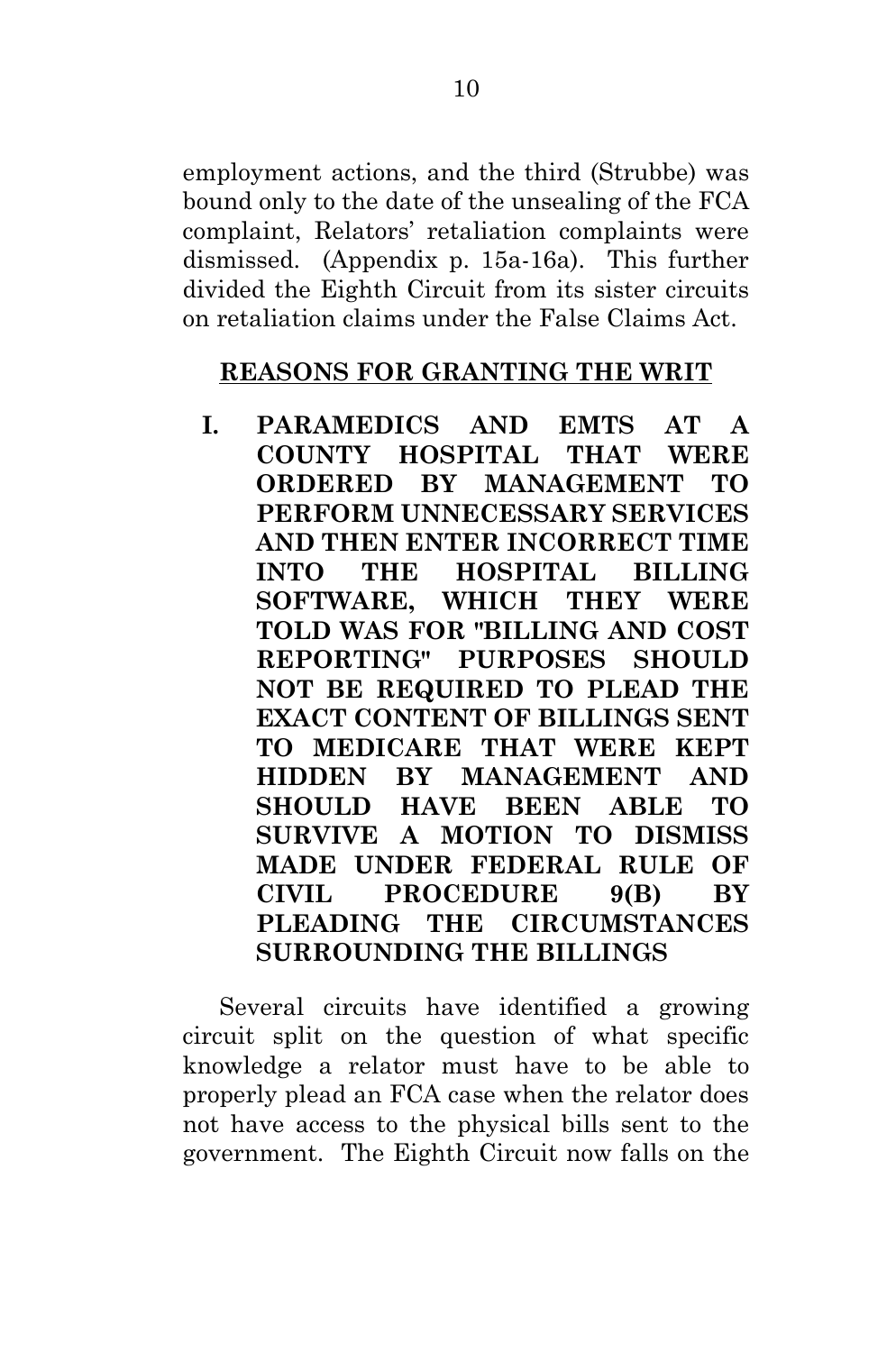employment actions, and the third (Strubbe) was bound only to the date of the unsealing of the FCA complaint, Relators' retaliation complaints were dismissed. (Appendix p. 15a-16a). This further divided the Eighth Circuit from its sister circuits on retaliation claims under the False Claims Act.

## REASONS FOR GRANTING THE WRIT

### I. PARAMEDICS AND EMTS AT A COUNTY HOSPITAL THAT WERE ORDERED BY MANAGEMENT TO PERFORM UNNECESSARY SERVICES AND THEN ENTER INCORRECT TIME INTO THE HOSPITAL BILLING SOFTWARE, WHICH THEY WERE TOLD WAS FOR "BILLING AND COST REPORTING" PURPOSES SHOULD NOT BE REQUIRED TO PLEAD THE EXACT CONTENT OF BILLINGS SENT TO MEDICARE THAT WERE KEPT HIDDEN BY MANAGEMENT AND SHOULD HAVE BEEN ABLE TO SURVIVE A MOTION TO DISMISS MADE UNDER FEDERAL RULE OF CIVIL PROCEDURE 9(B) BY PLEADING THE CIRCUMSTANCES SURROUNDING THE BILLINGS

Several circuits have identified a growing circuit split on the question of what specific knowledge a relator must have to be able to properly plead an FCA case when the relator does not have access to the physical bills sent to the government. The Eighth Circuit now falls on the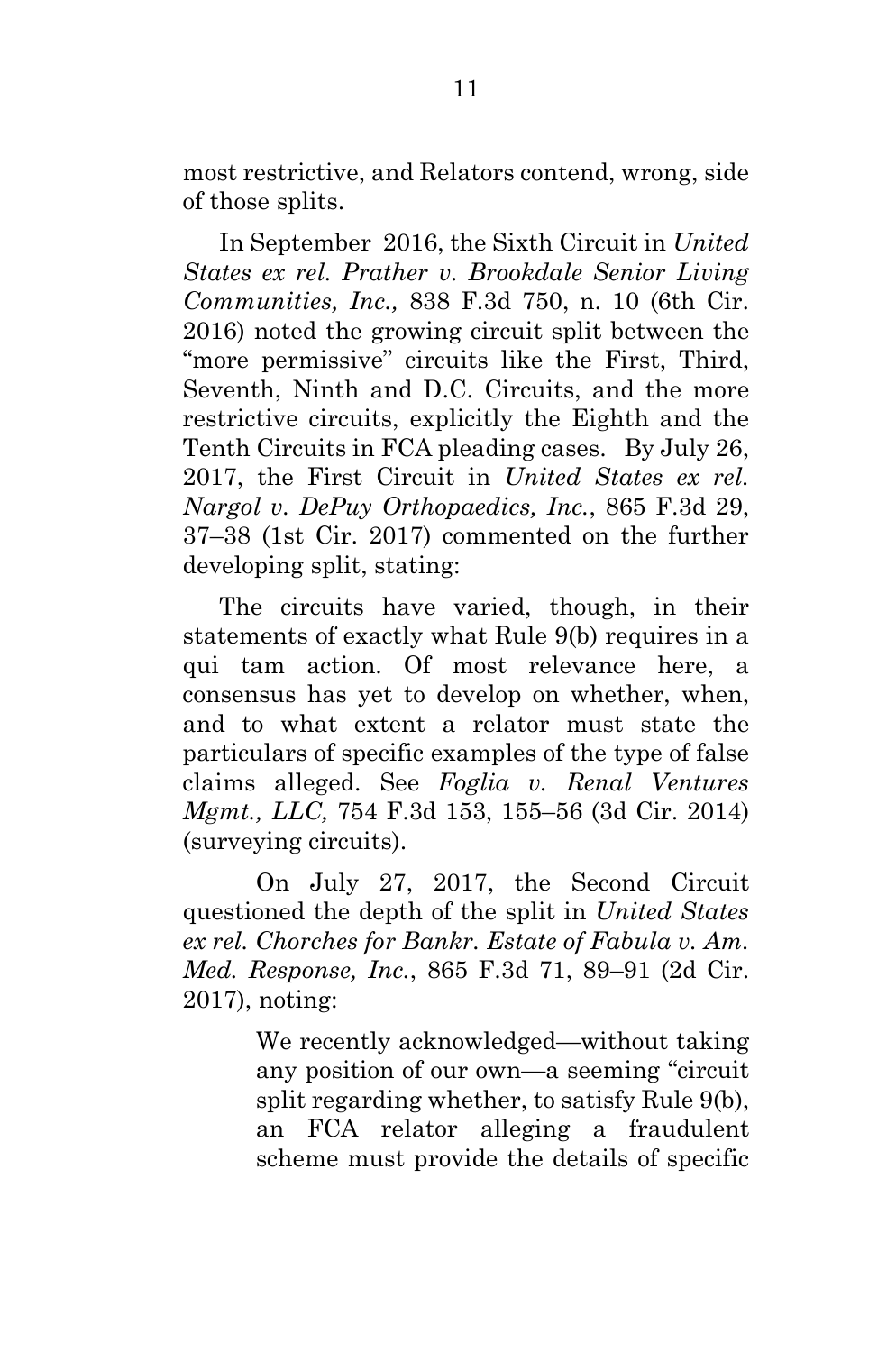most restrictive, and Relators contend, wrong, side of those splits.

In September 2016, the Sixth Circuit in *United States ex rel. Prather v. Brookdale Senior Living Communities, Inc.,* 838 F.3d 750, n. 10 (6th Cir. 2016) noted the growing circuit split between the "more permissive" circuits like the First, Third, Seventh, Ninth and D.C. Circuits, and the more restrictive circuits, explicitly the Eighth and the Tenth Circuits in FCA pleading cases. By July 26, 2017, the First Circuit in *United States ex rel. Nargol v. DePuy Orthopaedics, Inc.*, 865 F.3d 29, 37–38 (1st Cir. 2017) commented on the further developing split, stating:

The circuits have varied, though, in their statements of exactly what Rule 9(b) requires in a qui tam action. Of most relevance here, a consensus has yet to develop on whether, when, and to what extent a relator must state the particulars of specific examples of the type of false claims alleged. See *Foglia v. Renal Ventures Mgmt., LLC,* 754 F.3d 153, 155–56 (3d Cir. 2014) (surveying circuits).

On July 27, 2017, the Second Circuit questioned the depth of the split in *United States ex rel. Chorches for Bankr. Estate of Fabula v. Am. Med. Response, Inc.*, 865 F.3d 71, 89–91 (2d Cir. 2017), noting:

> We recently acknowledged—without taking any position of our own—a seeming "circuit split regarding whether, to satisfy Rule 9(b), an FCA relator alleging a fraudulent scheme must provide the details of specific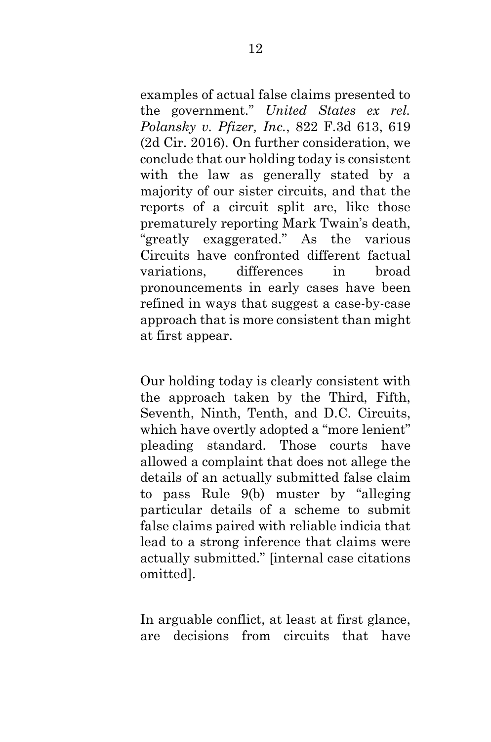examples of actual false claims presented to the government." *United States ex rel. Polansky v. Pfizer, Inc.*, 822 F.3d 613, 619 (2d Cir. 2016). On further consideration, we conclude that our holding today is consistent with the law as generally stated by a majority of our sister circuits, and that the reports of a circuit split are, like those prematurely reporting Mark Twain's death, "greatly exaggerated." As the various Circuits have confronted different factual variations, differences in broad pronouncements in early cases have been refined in ways that suggest a case-by-case approach that is more consistent than might at first appear.

Our holding today is clearly consistent with the approach taken by the Third, Fifth, Seventh, Ninth, Tenth, and D.C. Circuits, which have overtly adopted a "more lenient" pleading standard. Those courts have allowed a complaint that does not allege the details of an actually submitted false claim to pass Rule 9(b) muster by "alleging particular details of a scheme to submit false claims paired with reliable indicia that lead to a strong inference that claims were actually submitted." [internal case citations omitted].

In arguable conflict, at least at first glance, are decisions from circuits that have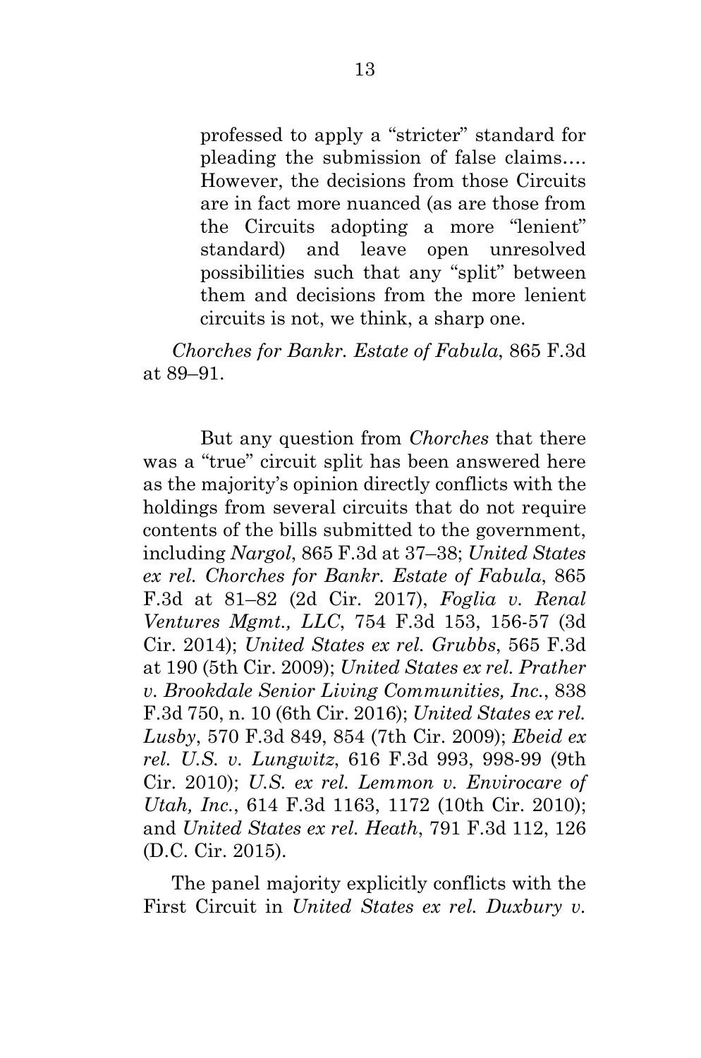> professed to apply a "stricter" standard for pleading the submission of false claims.... However, the decisions from those Circuits are in fact more nuanced (as are those from the Circuits adopting a more "lenient" standard) and leave open unresolved possibilities such that any "split" between them and decisions from the more lenient circuits is not, we think, a sharp one.

*Chorches for Bankr. Estate of Fabula*, 865 F.3d at 89–91.

But any question from *Chorches* that there was a "true" circuit split has been answered here as the majority's opinion directly conflicts with the holdings from several circuits that do not require contents of the bills submitted to the government, including *Nargol*, 865 F.3d at 37–38; *United States ex rel. Chorches for Bankr. Estate of Fabula*, 865 F.3d at 81–82 (2d Cir. 2017), *Foglia v. Renal Ventures Mgmt., LLC*, 754 F.3d 153, 156-57 (3d Cir. 2014); *United States ex rel. Grubbs*, 565 F.3d at 190 (5th Cir. 2009); *United States ex rel. Prather v. Brookdale Senior Living Communities, Inc.*, 838 F.3d 750, n. 10 (6th Cir. 2016); *United States ex rel. Lusby*, 570 F.3d 849, 854 (7th Cir. 2009); *Ebeid ex rel. U.S. v. Lungwitz*, 616 F.3d 993, 998-99 (9th Cir. 2010); *U.S. ex rel. Lemmon v. Envirocare of Utah, Inc.*, 614 F.3d 1163, 1172 (10th Cir. 2010); and *United States ex rel. Heath*, 791 F.3d 112, 126 (D.C. Cir. 2015).

The panel majority explicitly conflicts with the First Circuit in *United States ex rel. Duxbury v.*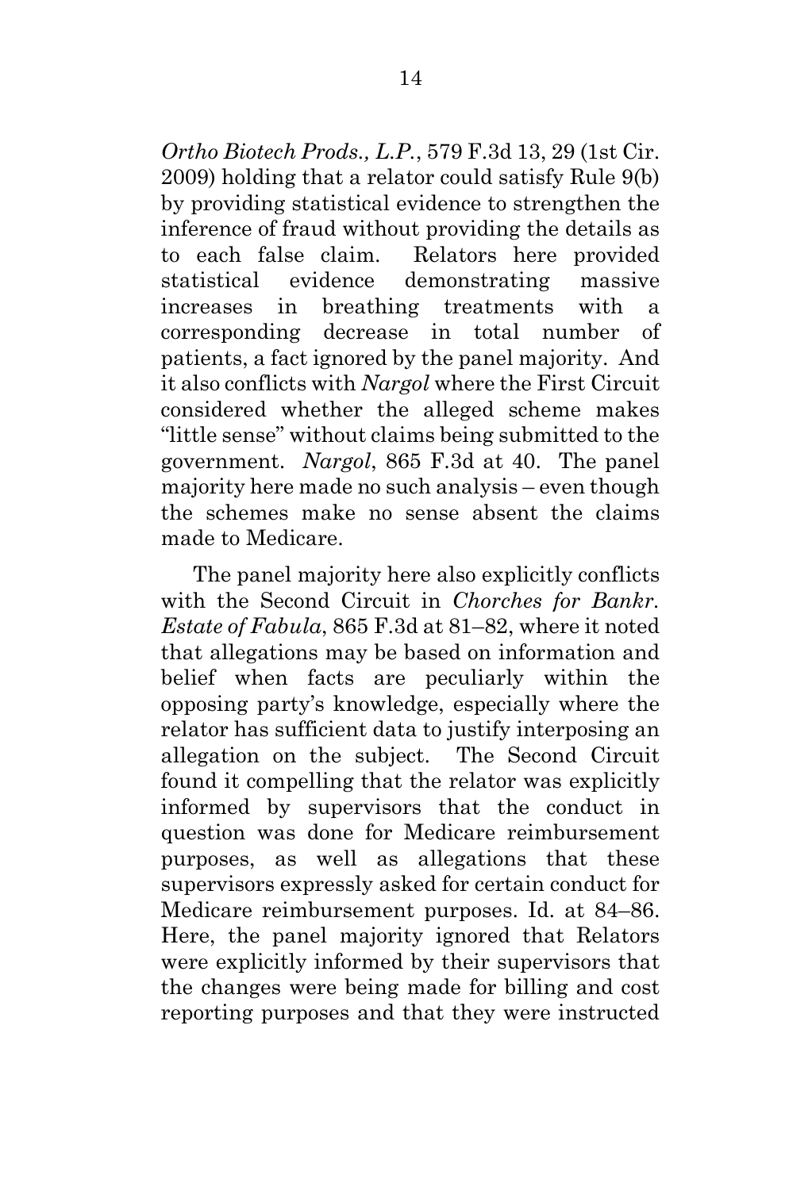*Ortho Biotech Prods., L.P.*, 579 F.3d 13, 29 (1st Cir. 2009) holding that a relator could satisfy Rule 9(b) by providing statistical evidence to strengthen the inference of fraud without providing the details as to each false claim. Relators here provided statistical evidence demonstrating massive increases in breathing treatments with a corresponding decrease in total number of patients, a fact ignored by the panel majority. And it also conflicts with *Nargol* where the First Circuit considered whether the alleged scheme makes "little sense" without claims being submitted to the government. *Nargol*, 865 F.3d at 40. The panel majority here made no such analysis – even though the schemes make no sense absent the claims made to Medicare.

The panel majority here also explicitly conflicts with the Second Circuit in *Chorches for Bankr. Estate of Fabula*, 865 F.3d at 81–82, where it noted that allegations may be based on information and belief when facts are peculiarly within the opposing party's knowledge, especially where the relator has sufficient data to justify interposing an allegation on the subject. The Second Circuit found it compelling that the relator was explicitly informed by supervisors that the conduct in question was done for Medicare reimbursement purposes, as well as allegations that these supervisors expressly asked for certain conduct for Medicare reimbursement purposes. Id. at 84–86. Here, the panel majority ignored that Relators were explicitly informed by their supervisors that the changes were being made for billing and cost reporting purposes and that they were instructed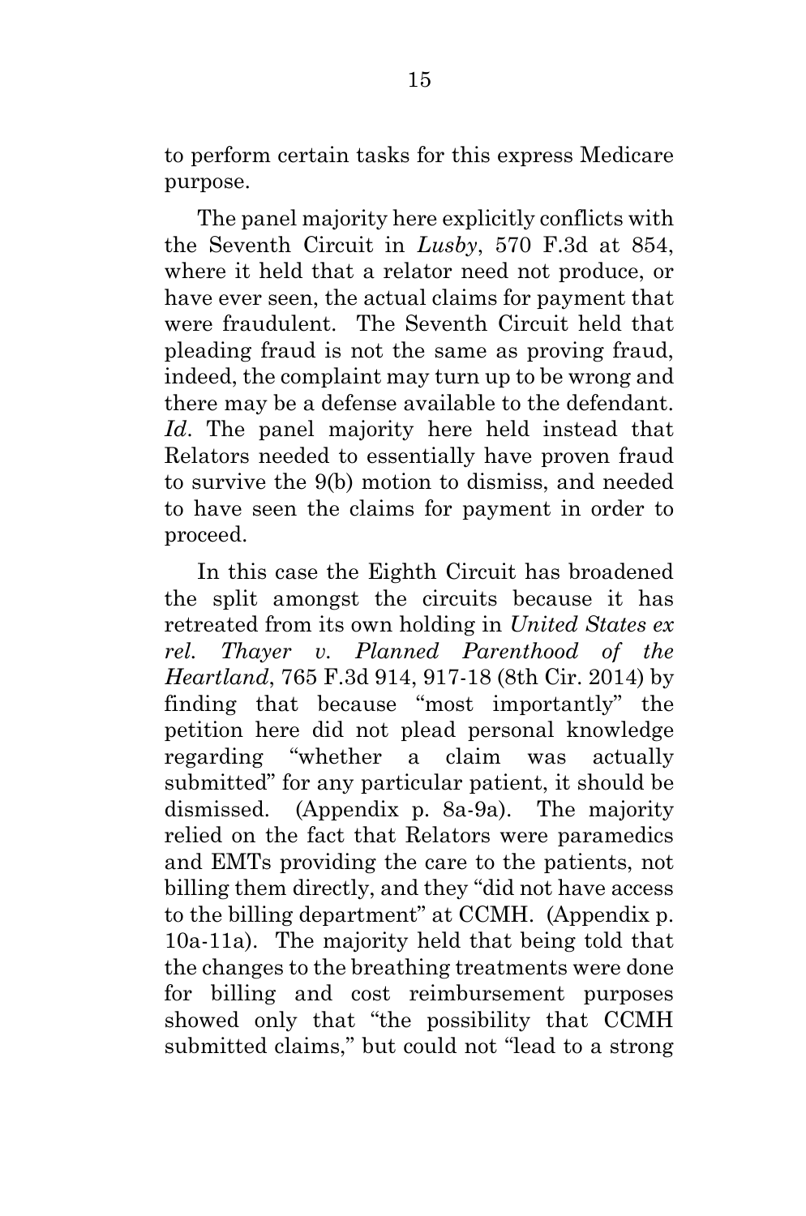to perform certain tasks for this express Medicare purpose.

The panel majority here explicitly conflicts with the Seventh Circuit in *Lusby*, 570 F.3d at 854, where it held that a relator need not produce, or have ever seen, the actual claims for payment that were fraudulent. The Seventh Circuit held that pleading fraud is not the same as proving fraud, indeed, the complaint may turn up to be wrong and there may be a defense available to the defendant. *Id*. The panel majority here held instead that Relators needed to essentially have proven fraud to survive the 9(b) motion to dismiss, and needed to have seen the claims for payment in order to proceed.

In this case the Eighth Circuit has broadened the split amongst the circuits because it has retreated from its own holding in *United States ex rel. Thayer v. Planned Parenthood of the Heartland*, 765 F.3d 914, 917-18 (8th Cir. 2014) by finding that because "most importantly" the petition here did not plead personal knowledge regarding "whether a claim was actually submitted" for any particular patient, it should be dismissed. (Appendix p. 8a-9a). The majority relied on the fact that Relators were paramedics and EMTs providing the care to the patients, not billing them directly, and they "did not have access to the billing department" at CCMH. (Appendix p. 10a-11a). The majority held that being told that the changes to the breathing treatments were done for billing and cost reimbursement purposes showed only that "the possibility that CCMH submitted claims," but could not "lead to a strong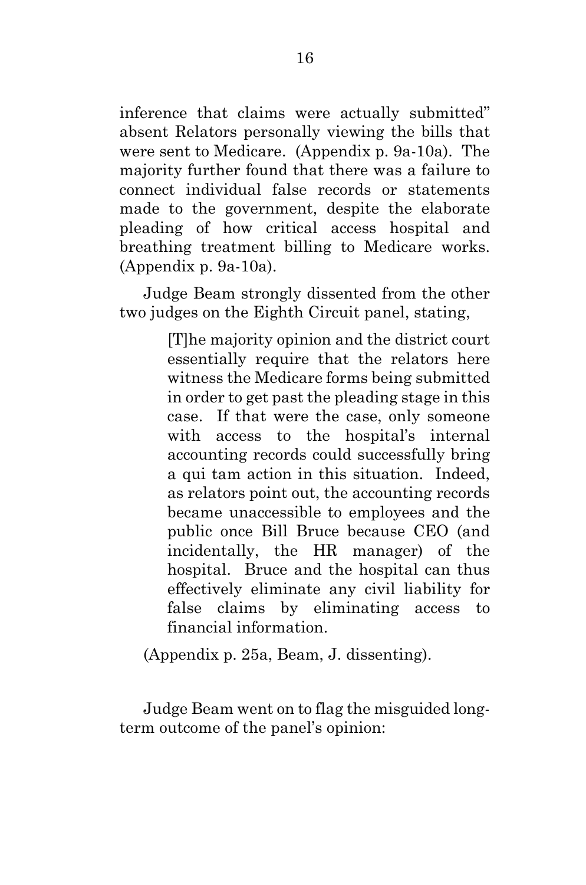inference that claims were actually submitted" absent Relators personally viewing the bills that were sent to Medicare. (Appendix p. 9a-10a). The majority further found that there was a failure to connect individual false records or statements made to the government, despite the elaborate pleading of how critical access hospital and breathing treatment billing to Medicare works. (Appendix p. 9a-10a).

Judge Beam strongly dissented from the other two judges on the Eighth Circuit panel, stating,

> [T]he majority opinion and the district court essentially require that the relators here witness the Medicare forms being submitted in order to get past the pleading stage in this case. If that were the case, only someone with access to the hospital's internal accounting records could successfully bring a qui tam action in this situation. Indeed, as relators point out, the accounting records became unaccessible to employees and the public once Bill Bruce because CEO (and incidentally, the HR manager) of the hospital. Bruce and the hospital can thus effectively eliminate any civil liability for false claims by eliminating access to financial information.

(Appendix p. 25a, Beam, J. dissenting).

Judge Beam went on to flag the misguided long-term outcome of the panel's opinion: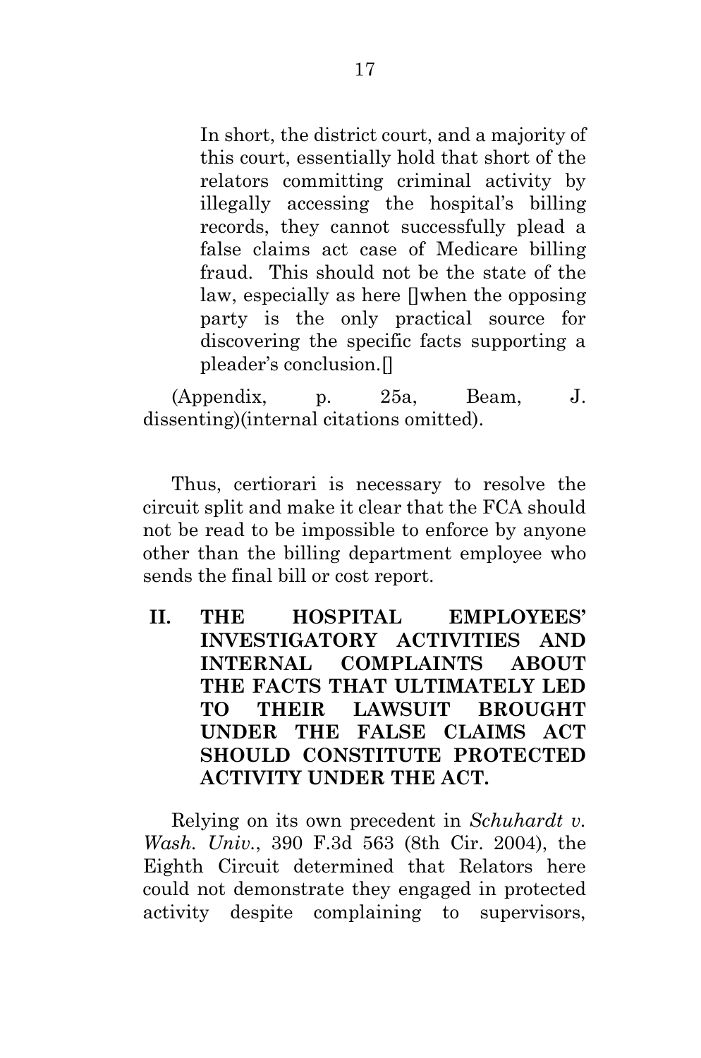> In short, the district court, and a majority of this court, essentially hold that short of the relators committing criminal activity by illegally accessing the hospital's billing records, they cannot successfully plead a false claims act case of Medicare billing fraud. This should not be the state of the law, especially as here []when the opposing party is the only practical source for discovering the specific facts supporting a pleader's conclusion.[]

(Appendix, p. 25a, Beam, J. dissenting)(internal citations omitted).

Thus, certiorari is necessary to resolve the circuit split and make it clear that the FCA should not be read to be impossible to enforce by anyone other than the billing department employee who sends the final bill or cost report.

## II. THE HOSPITAL EMPLOYEES' INVESTIGATORY ACTIVITIES AND INTERNAL COMPLAINTS ABOUT THE FACTS THAT ULTIMATELY LED TO THEIR LAWSUIT BROUGHT UNDER THE FALSE CLAIMS ACT SHOULD CONSTITUTE PROTECTED ACTIVITY UNDER THE ACT.

Relying on its own precedent in *Schuhardt v. Wash. Univ.*, 390 F.3d 563 (8th Cir. 2004), the Eighth Circuit determined that Relators here could not demonstrate they engaged in protected activity despite complaining to supervisors,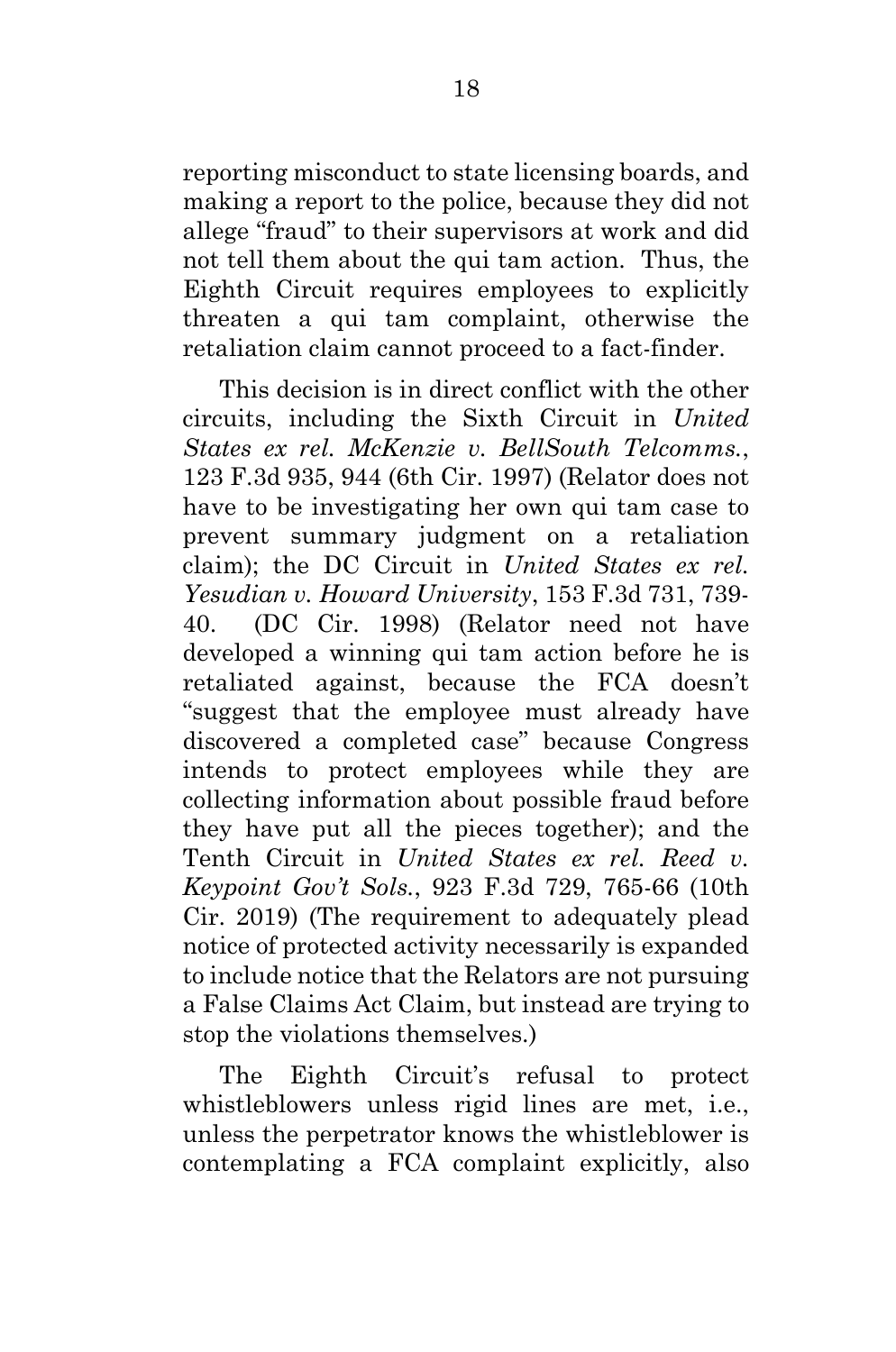reporting misconduct to state licensing boards, and making a report to the police, because they did not allege "fraud" to their supervisors at work and did not tell them about the qui tam action. Thus, the Eighth Circuit requires employees to explicitly threaten a qui tam complaint, otherwise the retaliation claim cannot proceed to a fact-finder.

This decision is in direct conflict with the other circuits, including the Sixth Circuit in *United States ex rel. McKenzie v. BellSouth Telcomms.*, 123 F.3d 935, 944 (6th Cir. 1997) (Relator does not have to be investigating her own qui tam case to prevent summary judgment on a retaliation claim); the DC Circuit in *United States ex rel. Yesudian v. Howard University*, 153 F.3d 731, 739-40. (DC Cir. 1998) (Relator need not have developed a winning qui tam action before he is retaliated against, because the FCA doesn't "suggest that the employee must already have discovered a completed case" because Congress intends to protect employees while they are collecting information about possible fraud before they have put all the pieces together); and the Tenth Circuit in *United States ex rel. Reed v. Keypoint Gov't Sols.*, 923 F.3d 729, 765-66 (10th Cir. 2019) (The requirement to adequately plead notice of protected activity necessarily is expanded to include notice that the Relators are not pursuing a False Claims Act Claim, but instead are trying to stop the violations themselves.)

The Eighth Circuit's refusal to protect whistleblowers unless rigid lines are met, i.e., unless the perpetrator knows the whistleblower is contemplating a FCA complaint explicitly, also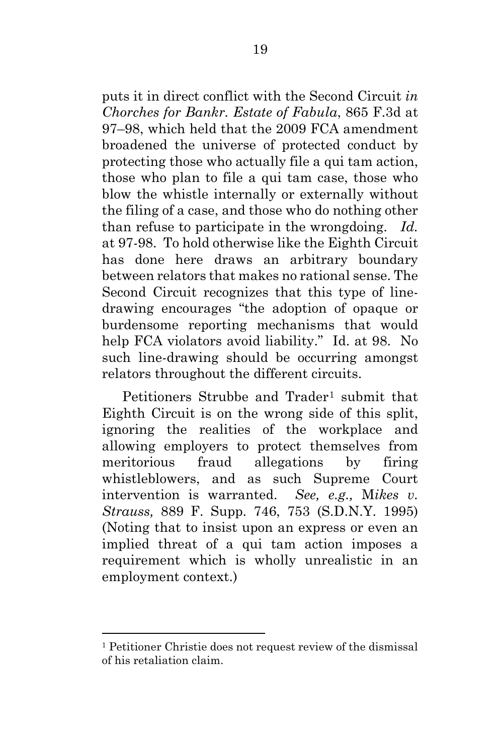puts it in direct conflict with the Second Circuit *in Chorches for Bankr. Estate of Fabula*, 865 F.3d at 97–98, which held that the 2009 FCA amendment broadened the universe of protected conduct by protecting those who actually file a qui tam action, those who plan to file a qui tam case, those who blow the whistle internally or externally without the filing of a case, and those who do nothing other than refuse to participate in the wrongdoing. *Id.* at 97-98. To hold otherwise like the Eighth Circuit has done here draws an arbitrary boundary between relators that makes no rational sense. The Second Circuit recognizes that this type of line-drawing encourages "the adoption of opaque or burdensome reporting mechanisms that would help FCA violators avoid liability." Id. at 98. No such line-drawing should be occurring amongst relators throughout the different circuits.

Petitioners Strubbe and Trader[1] submit that Eighth Circuit is on the wrong side of this split, ignoring the realities of the workplace and allowing employers to protect themselves from meritorious fraud allegations by firing whistleblowers, and as such Supreme Court intervention is warranted. *See, e.g.,* M*ikes v. Strauss,* 889 F. Supp. 746, 753 (S.D.N.Y. 1995) (Noting that to insist upon an express or even an implied threat of a qui tam action imposes a requirement which is wholly unrealistic in an employment context.)

[1] Petitioner Christie does not request review of the dismissal of his retaliation claim.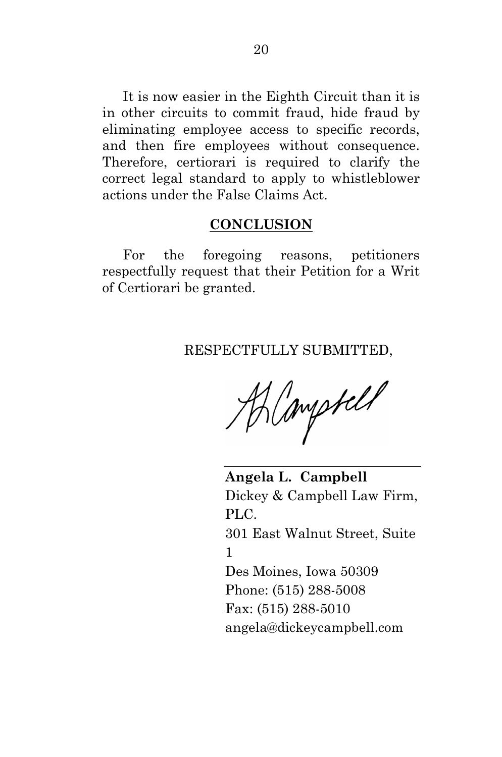It is now easier in the Eighth Circuit than it is in other circuits to commit fraud, hide fraud by eliminating employee access to specific records, and then fire employees without consequence. Therefore, certiorari is required to clarify the correct legal standard to apply to whistleblower actions under the False Claims Act.

## CONCLUSION

For the foregoing reasons, petitioners respectfully request that their Petition for a Writ of Certiorari be granted.

RESPECTFULLY SUBMITTED,

**Angela L. Campbell**
Dickey & Campbell Law Firm, PLC.
301 East Walnut Street, Suite 1
Des Moines, Iowa 50309
Phone: (515) 288-5008
Fax: (515) 288-5010
angela@dickeycampbell.com